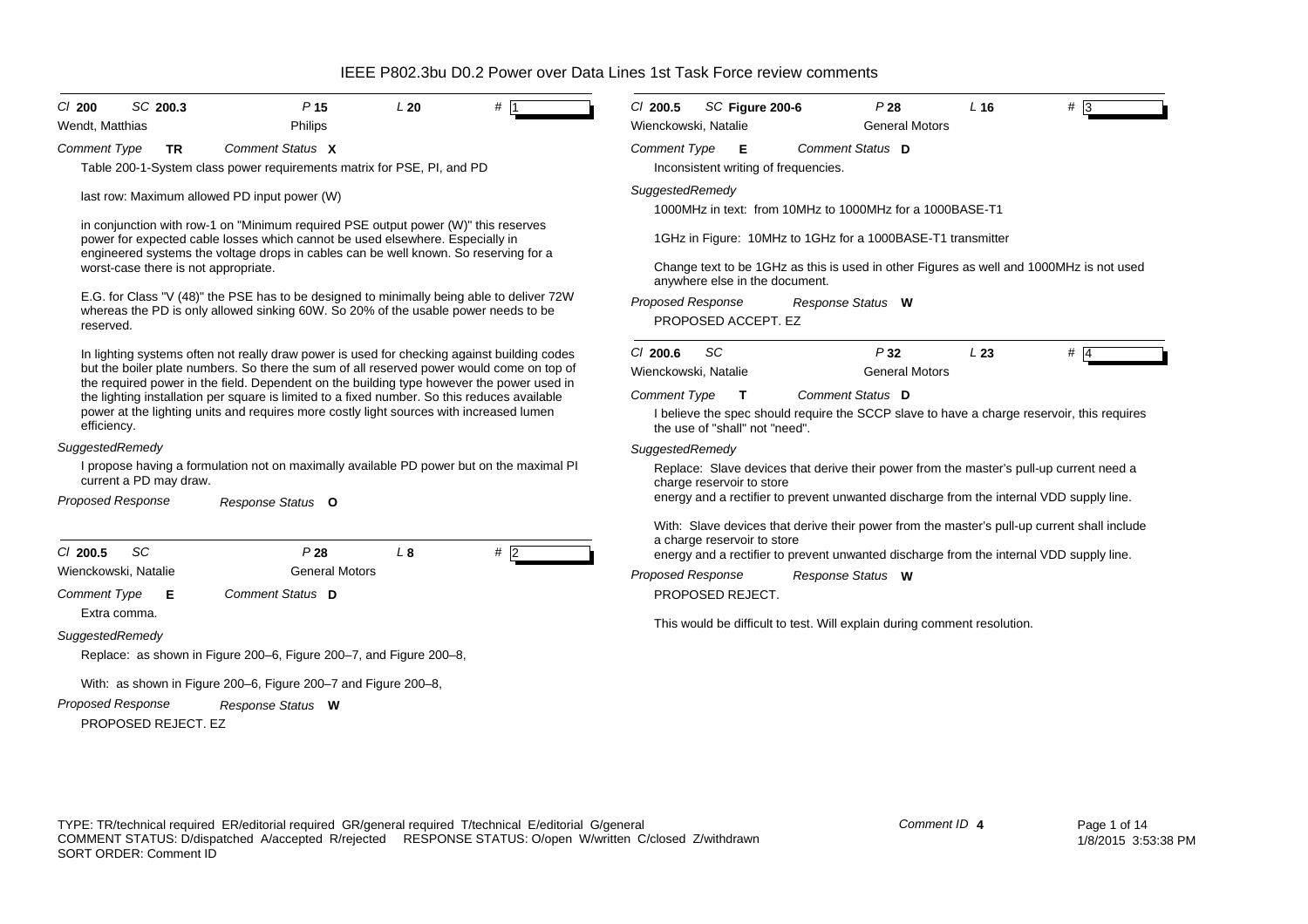# IEEE P802.3bu D0.2 Power over Data Lines 1st Task Force review comments

**Cl** 200 **SC** 200.3 **P** 15 **L** 20 **#** 1

Wendt, Matthias — Philips

*Comment Type* **TR** *Comment Status* **X**

Table 200-1-System class power requirements matrix for PSE, PI, and PD

last row: Maximum allowed PD input power (W)

in conjunction with row-1 on "Minimum required PSE output power (W)" this reserves power for expected cable losses which cannot be used elsewhere. Especially in engineered systems the voltage drops in cables can be well known. So reserving for a worst-case there is not appropriate.

E.G. for Class "V (48)" the PSE has to be designed to minimally being able to deliver 72W whereas the PD is only allowed sinking 60W. So 20% of the usable power needs to be reserved.

In lighting systems often not really draw power is used for checking against building codes but the boiler plate numbers. So there the sum of all reserved power would come on top of the required power in the field. Dependent on the building type however the power used in the lighting installation per square is limited to a fixed number. So this reduces available power at the lighting units and requires more costly light sources with increased lumen efficiency.

*SuggestedRemedy*

I propose having a formulation not on maximally available PD power but on the maximal PI current a PD may draw.

*Proposed Response* *Response Status* **O**

---

**Cl** 200.5 **SC** **P** 28 **L** 8 **#** 2

Wienckowski, Natalie — General Motors

*Comment Type* **E** *Comment Status* **D**

Extra comma.

*SuggestedRemedy*

Replace: as shown in Figure 200–6, Figure 200–7, and Figure 200–8,

With: as shown in Figure 200–6, Figure 200–7 and Figure 200–8,

*Proposed Response* *Response Status* **W**

PROPOSED REJECT. EZ

---

**Cl** 200.5 **SC** Figure 200-6 **P** 28 **L** 16 **#** 3

Wienckowski, Natalie — General Motors

*Comment Type* **E** *Comment Status* **D**

Inconsistent writing of frequencies.

*SuggestedRemedy*

1000MHz in text: from 10MHz to 1000MHz for a 1000BASE-T1

1GHz in Figure: 10MHz to 1GHz for a 1000BASE-T1 transmitter

Change text to be 1GHz as this is used in other Figures as well and 1000MHz is not used anywhere else in the document.

*Proposed Response* *Response Status* **W**

PROPOSED ACCEPT. EZ

---

**Cl** 200.6 **SC** **P** 32 **L** 23 **#** 4

Wienckowski, Natalie — General Motors

*Comment Type* **T** *Comment Status* **D**

I believe the spec should require the SCCP slave to have a charge reservoir, this requires the use of "shall" not "need".

*SuggestedRemedy*

Replace: Slave devices that derive their power from the master's pull-up current need a charge reservoir to store
energy and a rectifier to prevent unwanted discharge from the internal VDD supply line.

With: Slave devices that derive their power from the master's pull-up current shall include a charge reservoir to store
energy and a rectifier to prevent unwanted discharge from the internal VDD supply line.

*Proposed Response* *Response Status* **W**

PROPOSED REJECT.

This would be difficult to test. Will explain during comment resolution.

---

TYPE: TR/technical required ER/editorial required GR/general required T/technical E/editorial G/general
COMMENT STATUS: D/dispatched A/accepted R/rejected RESPONSE STATUS: O/open W/written C/closed Z/withdrawn
SORT ORDER: Comment ID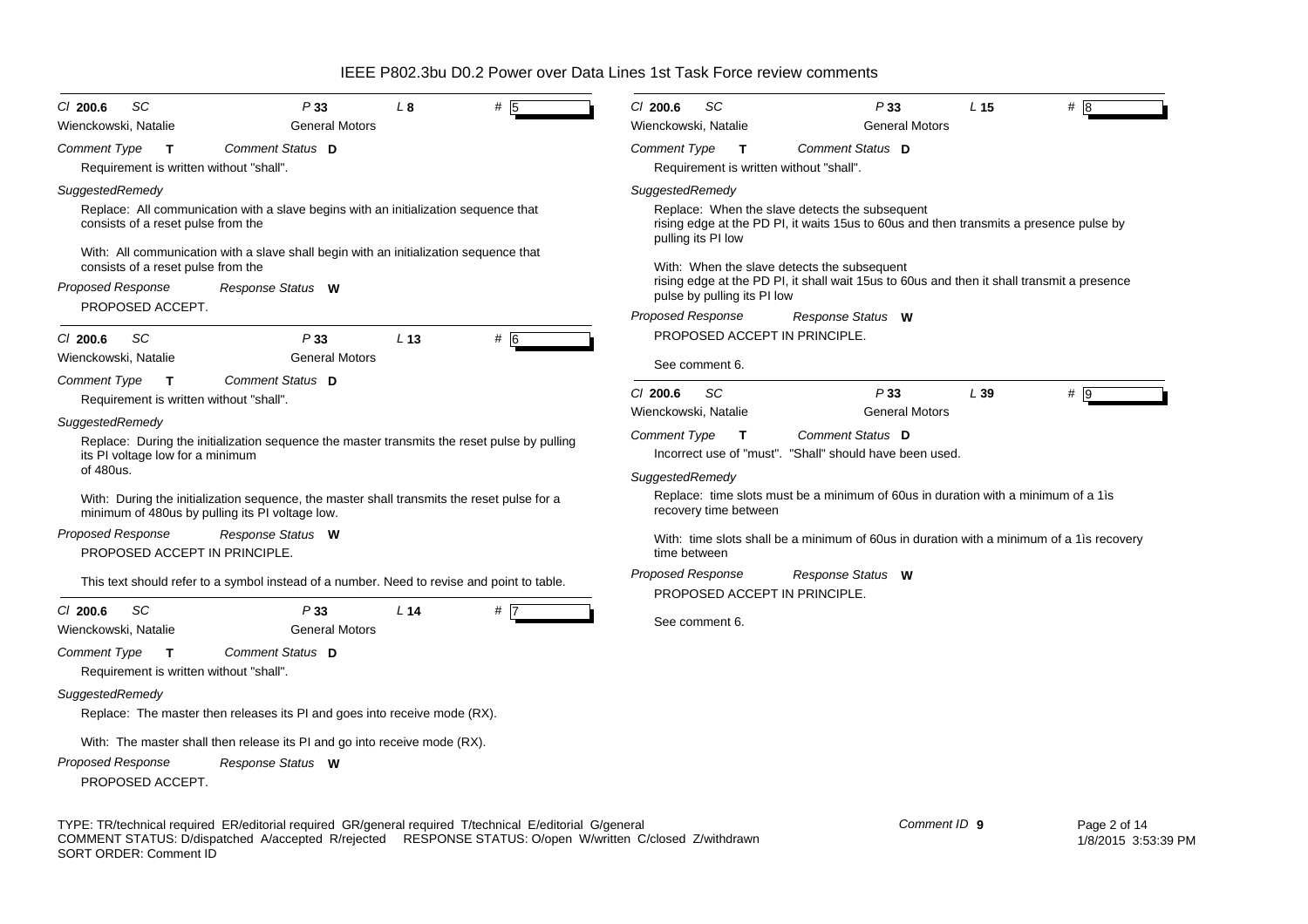# IEEE P802.3bu D0.2 Power over Data Lines 1st Task Force review comments

---

*Cl* **200.6** *SC* *P* **33** *L* **8** *#* **5**

Wienckowski, Natalie — General Motors

*Comment Type* **T** *Comment Status* **D**

Requirement is written without "shall".

*SuggestedRemedy*

Replace: All communication with a slave begins with an initialization sequence that consists of a reset pulse from the

With: All communication with a slave shall begin with an initialization sequence that consists of a reset pulse from the

*Proposed Response* *Response Status* **W**

PROPOSED ACCEPT.

---

*Cl* **200.6** *SC* *P* **33** *L* **13** *#* **6**

Wienckowski, Natalie — General Motors

*Comment Type* **T** *Comment Status* **D**

Requirement is written without "shall".

*SuggestedRemedy*

Replace: During the initialization sequence the master transmits the reset pulse by pulling its PI voltage low for a minimum of 480us.

With: During the initialization sequence, the master shall transmits the reset pulse for a minimum of 480us by pulling its PI voltage low.

*Proposed Response* *Response Status* **W**

PROPOSED ACCEPT IN PRINCIPLE.

This text should refer to a symbol instead of a number. Need to revise and point to table.

---

*Cl* **200.6** *SC* *P* **33** *L* **14** *#* **7**

Wienckowski, Natalie — General Motors

*Comment Type* **T** *Comment Status* **D**

Requirement is written without "shall".

*SuggestedRemedy*

Replace: The master then releases its PI and goes into receive mode (RX).

With: The master shall then release its PI and go into receive mode (RX).

*Proposed Response* *Response Status* **W**

PROPOSED ACCEPT.

---

*Cl* **200.6** *SC* *P* **33** *L* **15** *#* **8**

Wienckowski, Natalie — General Motors

*Comment Type* **T** *Comment Status* **D**

Requirement is written without "shall".

*SuggestedRemedy*

Replace: When the slave detects the subsequent rising edge at the PD PI, it waits 15us to 60us and then transmits a presence pulse by pulling its PI low

With: When the slave detects the subsequent rising edge at the PD PI, it shall wait 15us to 60us and then it shall transmit a presence pulse by pulling its PI low

*Proposed Response* *Response Status* **W**

PROPOSED ACCEPT IN PRINCIPLE.

See comment 6.

---

*Cl* **200.6** *SC* *P* **33** *L* **39** *#* **9**

Wienckowski, Natalie — General Motors

*Comment Type* **T** *Comment Status* **D**

Incorrect use of "must". "Shall" should have been used.

*SuggestedRemedy*

Replace: time slots must be a minimum of 60us in duration with a minimum of a 1ìs recovery time between

With: time slots shall be a minimum of 60us in duration with a minimum of a 1ìs recovery time between

*Proposed Response* *Response Status* **W**

PROPOSED ACCEPT IN PRINCIPLE.

See comment 6.

---

TYPE: TR/technical required ER/editorial required GR/general required T/technical E/editorial G/general
COMMENT STATUS: D/dispatched A/accepted R/rejected RESPONSE STATUS: O/open W/written C/closed Z/withdrawn
SORT ORDER: Comment ID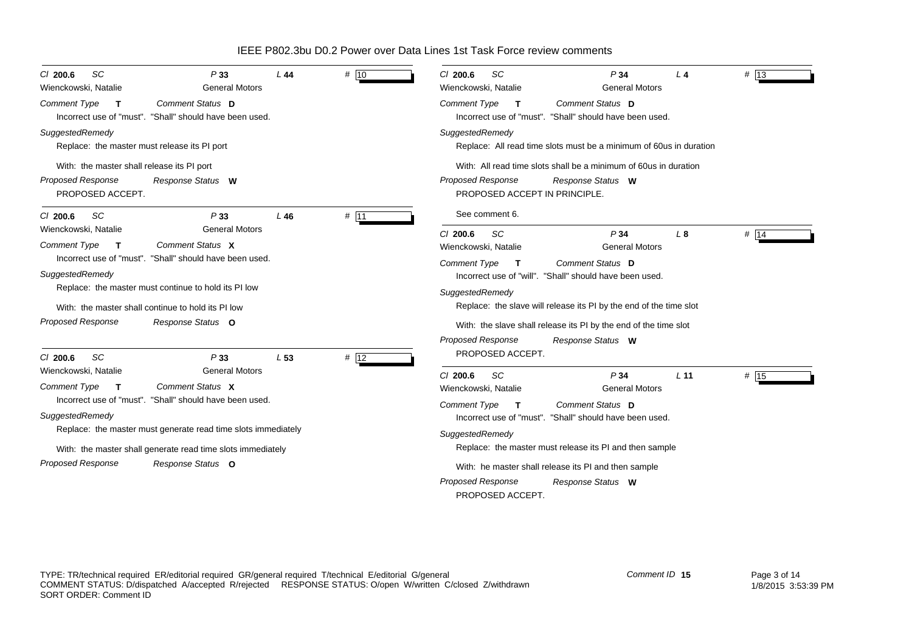## IEEE P802.3bu D0.2 Power over Data Lines 1st Task Force review comments

**Cl 200.6** SC **P 33** L **44** # 10
Wienckowski, Natalie — General Motors

*Comment Type* **T** *Comment Status* **D**

Incorrect use of "must". "Shall" should have been used.

*SuggestedRemedy*

Replace: the master must release its PI port

With: the master shall release its PI port

*Proposed Response* *Response Status* **W**

PROPOSED ACCEPT.

---

**Cl 200.6** SC **P 33** L **46** # 11
Wienckowski, Natalie — General Motors

*Comment Type* **T** *Comment Status* **X**

Incorrect use of "must". "Shall" should have been used.

*SuggestedRemedy*

Replace: the master must continue to hold its PI low

With: the master shall continue to hold its PI low

*Proposed Response* *Response Status* **O**

---

**Cl 200.6** SC **P 33** L **53** # 12
Wienckowski, Natalie — General Motors

*Comment Type* **T** *Comment Status* **X**

Incorrect use of "must". "Shall" should have been used.

*SuggestedRemedy*

Replace: the master must generate read time slots immediately

With: the master shall generate read time slots immediately

*Proposed Response* *Response Status* **O**

---

**Cl 200.6** SC **P 34** L **4** # 13
Wienckowski, Natalie — General Motors

*Comment Type* **T** *Comment Status* **D**

Incorrect use of "must". "Shall" should have been used.

*SuggestedRemedy*

Replace: All read time slots must be a minimum of 60us in duration

With: All read time slots shall be a minimum of 60us in duration

*Proposed Response* *Response Status* **W**

PROPOSED ACCEPT IN PRINCIPLE.

See comment 6.

---

**Cl 200.6** SC **P 34** L **8** # 14
Wienckowski, Natalie — General Motors

*Comment Type* **T** *Comment Status* **D**

Incorrect use of "will". "Shall" should have been used.

*SuggestedRemedy*

Replace: the slave will release its PI by the end of the time slot

With: the slave shall release its PI by the end of the time slot

*Proposed Response* *Response Status* **W**

PROPOSED ACCEPT.

---

**Cl 200.6** SC **P 34** L **11** # 15
Wienckowski, Natalie — General Motors

*Comment Type* **T** *Comment Status* **D**

Incorrect use of "must". "Shall" should have been used.

*SuggestedRemedy*

Replace: the master must release its PI and then sample

With: he master shall release its PI and then sample

*Proposed Response* *Response Status* **W**

PROPOSED ACCEPT.

---

TYPE: TR/technical required ER/editorial required GR/general required T/technical E/editorial G/general
COMMENT STATUS: D/dispatched A/accepted R/rejected RESPONSE STATUS: O/open W/written C/closed Z/withdrawn
SORT ORDER: Comment ID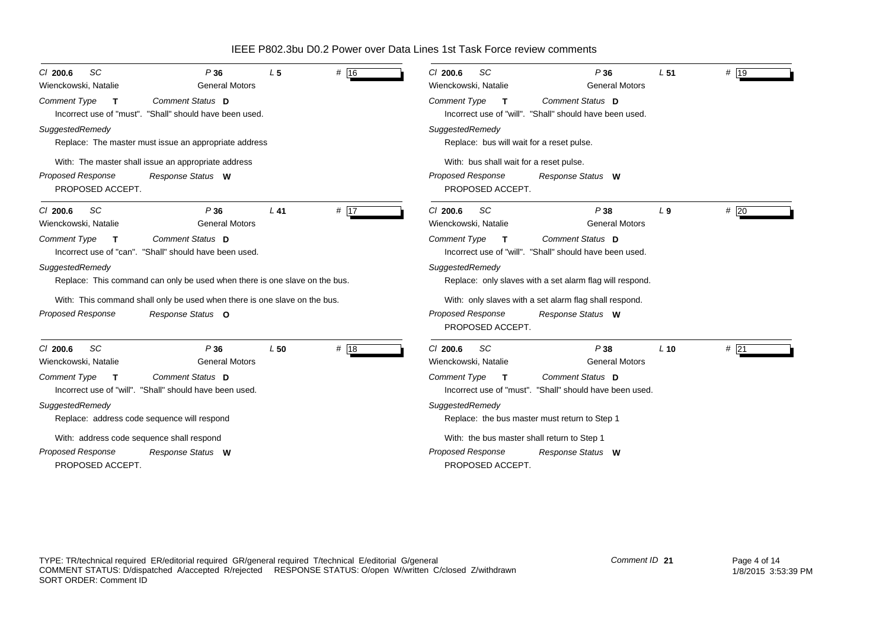IEEE P802.3bu D0.2 Power over Data Lines 1st Task Force review comments

**Cl** 200.6 **SC** **P** 36 **L** 5 **#** 16

Wienckowski, Natalie — General Motors

*Comment Type* **T** *Comment Status* **D**

Incorrect use of "must". "Shall" should have been used.

*SuggestedRemedy*

Replace: The master must issue an appropriate address

With: The master shall issue an appropriate address

*Proposed Response* *Response Status* **W**

PROPOSED ACCEPT.

---

**Cl** 200.6 **SC** **P** 36 **L** 41 **#** 17

Wienckowski, Natalie — General Motors

*Comment Type* **T** *Comment Status* **D**

Incorrect use of "can". "Shall" should have been used.

*SuggestedRemedy*

Replace: This command can only be used when there is one slave on the bus.

With: This command shall only be used when there is one slave on the bus.

*Proposed Response* *Response Status* **O**

---

**Cl** 200.6 **SC** **P** 36 **L** 50 **#** 18

Wienckowski, Natalie — General Motors

*Comment Type* **T** *Comment Status* **D**

Incorrect use of "will". "Shall" should have been used.

*SuggestedRemedy*

Replace: address code sequence will respond

With: address code sequence shall respond

*Proposed Response* *Response Status* **W**

PROPOSED ACCEPT.

---

**Cl** 200.6 **SC** **P** 36 **L** 51 **#** 19

Wienckowski, Natalie — General Motors

*Comment Type* **T** *Comment Status* **D**

Incorrect use of "will". "Shall" should have been used.

*SuggestedRemedy*

Replace: bus will wait for a reset pulse.

With: bus shall wait for a reset pulse.

*Proposed Response* *Response Status* **W**

PROPOSED ACCEPT.

---

**Cl** 200.6 **SC** **P** 38 **L** 9 **#** 20

Wienckowski, Natalie — General Motors

*Comment Type* **T** *Comment Status* **D**

Incorrect use of "will". "Shall" should have been used.

*SuggestedRemedy*

Replace: only slaves with a set alarm flag will respond.

With: only slaves with a set alarm flag shall respond.

*Proposed Response* *Response Status* **W**

PROPOSED ACCEPT.

---

**Cl** 200.6 **SC** **P** 38 **L** 10 **#** 21

Wienckowski, Natalie — General Motors

*Comment Type* **T** *Comment Status* **D**

Incorrect use of "must". "Shall" should have been used.

*SuggestedRemedy*

Replace: the bus master must return to Step 1

With: the bus master shall return to Step 1

*Proposed Response* *Response Status* **W**

PROPOSED ACCEPT.

---

TYPE: TR/technical required ER/editorial required GR/general required T/technical E/editorial G/general
COMMENT STATUS: D/dispatched A/accepted R/rejected RESPONSE STATUS: O/open W/written C/closed Z/withdrawn
SORT ORDER: Comment ID

*Comment ID* **21**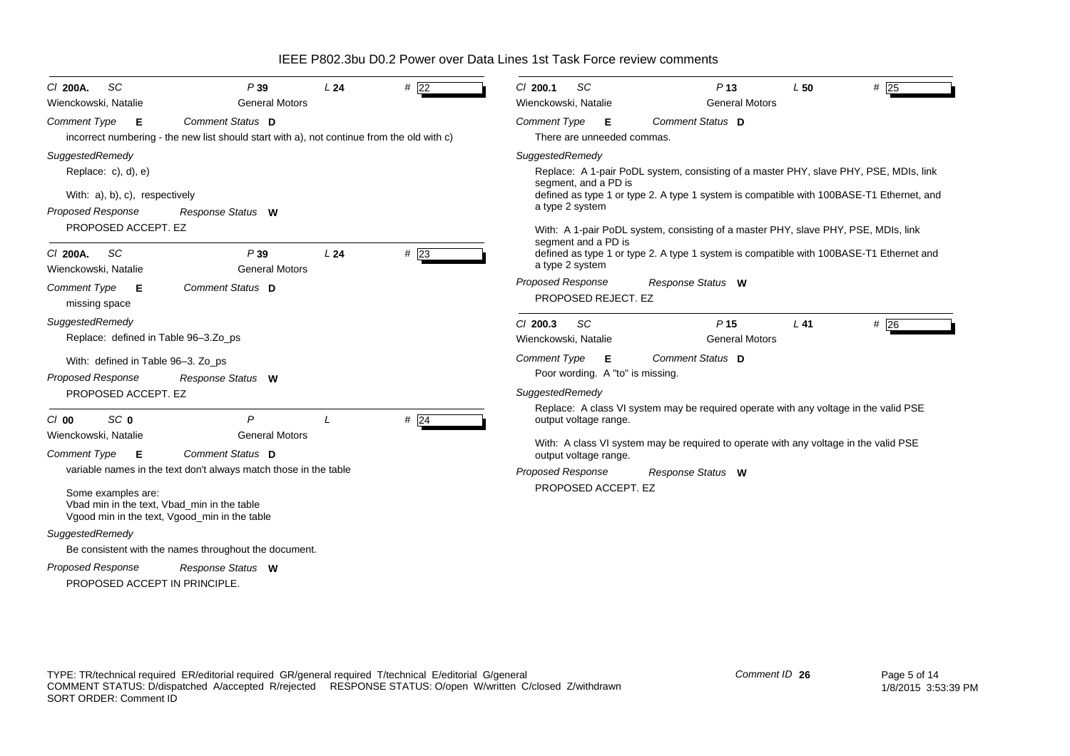IEEE P802.3bu D0.2 Power over Data Lines 1st Task Force review comments

---

Cl **200A.** SC P **39** L **24** # 22

Wienckowski, Natalie — General Motors

Comment Type **E** — Comment Status **D**

incorrect numbering - the new list should start with a), not continue from the old with c)

*SuggestedRemedy*

Replace: c), d), e)

With: a), b), c), respectively

Proposed Response — Response Status **W**

PROPOSED ACCEPT. EZ

---

Cl **200A.** SC P **39** L **24** # 23

Wienckowski, Natalie — General Motors

Comment Type **E** — Comment Status **D**

missing space

*SuggestedRemedy*

Replace: defined in Table 96–3.Zo_ps

With: defined in Table 96–3. Zo_ps

Proposed Response — Response Status **W**

PROPOSED ACCEPT. EZ

---

Cl **00** SC **0** P L # 24

Wienckowski, Natalie — General Motors

Comment Type **E** — Comment Status **D**

variable names in the text don't always match those in the table

Some examples are:
Vbad min in the text, Vbad_min in the table
Vgood min in the text, Vgood_min in the table

*SuggestedRemedy*

Be consistent with the names throughout the document.

Proposed Response — Response Status **W**

PROPOSED ACCEPT IN PRINCIPLE.

---

Cl **200.1** SC P **13** L **50** # 25

Wienckowski, Natalie — General Motors

Comment Type **E** — Comment Status **D**

There are unneeded commas.

*SuggestedRemedy*

Replace: A 1-pair PoDL system, consisting of a master PHY, slave PHY, PSE, MDIs, link segment, and a PD is
defined as type 1 or type 2. A type 1 system is compatible with 100BASE-T1 Ethernet, and a type 2 system

With: A 1-pair PoDL system, consisting of a master PHY, slave PHY, PSE, MDIs, link segment and a PD is
defined as type 1 or type 2. A type 1 system is compatible with 100BASE-T1 Ethernet and a type 2 system

Proposed Response — Response Status **W**

PROPOSED REJECT. EZ

---

Cl **200.3** SC P **15** L **41** # 26

Wienckowski, Natalie — General Motors

Comment Type **E** — Comment Status **D**

Poor wording. A "to" is missing.

*SuggestedRemedy*

Replace: A class VI system may be required operate with any voltage in the valid PSE output voltage range.

With: A class VI system may be required to operate with any voltage in the valid PSE output voltage range.

Proposed Response — Response Status **W**

PROPOSED ACCEPT. EZ

---

TYPE: TR/technical required ER/editorial required GR/general required T/technical E/editorial G/general
COMMENT STATUS: D/dispatched A/accepted R/rejected RESPONSE STATUS: O/open W/written C/closed Z/withdrawn
SORT ORDER: Comment ID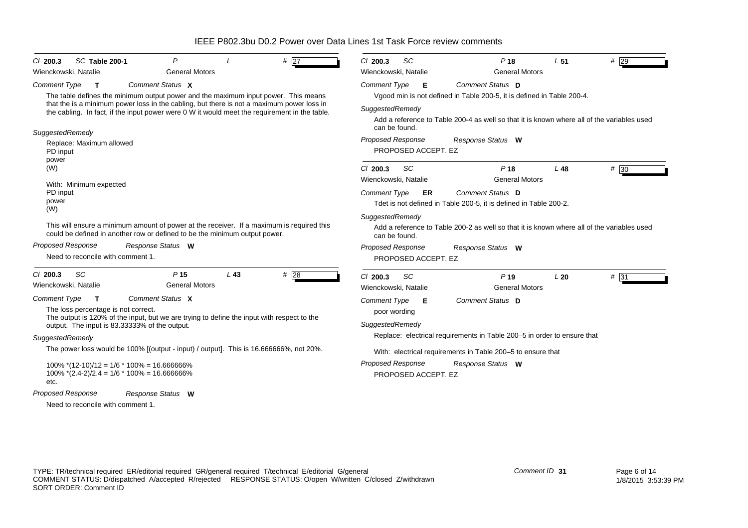# IEEE P802.3bu D0.2 Power over Data Lines 1st Task Force review comments

---

**Cl** 200.3 **SC** Table 200-1 **P** **L** **#** 27

Wienckowski, Natalie — General Motors

*Comment Type* **T** *Comment Status* **X**

The table defines the minimum output power and the maximum input power. This means that the is a minimum power loss in the cabling, but there is not a maximum power loss in the cabling. In fact, if the input power were 0 W it would meet the requirement in the table.

*SuggestedRemedy*

Replace: Maximum allowed
PD input
power
(W)

With: Minimum expected
PD input
power
(W)

This will ensure a minimum amount of power at the receiver. If a maximum is required this could be defined in another row or defined to be the minimum output power.

*Proposed Response* *Response Status* **W**

Need to reconcile with comment 1.

---

**Cl** 200.3 **SC** **P** 15 **L** 43 **#** 28

Wienckowski, Natalie — General Motors

*Comment Type* **T** *Comment Status* **X**

The loss percentage is not correct.
The output is 120% of the input, but we are trying to define the input with respect to the output. The input is 83.33333% of the output.

*SuggestedRemedy*

The power loss would be 100% [(output - input) / output]. This is 16.666666%, not 20%.

100% *(12-10)/12 = 1/6 * 100% = 16.666666%
100% *(2.4-2)/2.4 = 1/6 * 100% = 16.666666%
etc.

*Proposed Response* *Response Status* **W**

Need to reconcile with comment 1.

---

**Cl** 200.3 **SC** **P** 18 **L** 51 **#** 29

Wienckowski, Natalie — General Motors

*Comment Type* **E** *Comment Status* **D**

Vgood min is not defined in Table 200-5, it is defined in Table 200-4.

*SuggestedRemedy*

Add a reference to Table 200-4 as well so that it is known where all of the variables used can be found.

*Proposed Response* *Response Status* **W**

PROPOSED ACCEPT. EZ

---

**Cl** 200.3 **SC** **P** 18 **L** 48 **#** 30

Wienckowski, Natalie — General Motors

*Comment Type* **ER** *Comment Status* **D**

Tdet is not defined in Table 200-5, it is defined in Table 200-2.

*SuggestedRemedy*

Add a reference to Table 200-2 as well so that it is known where all of the variables used can be found.

*Proposed Response* *Response Status* **W**

PROPOSED ACCEPT. EZ

---

**Cl** 200.3 **SC** **P** 19 **L** 20 **#** 31

Wienckowski, Natalie — General Motors

*Comment Type* **E** *Comment Status* **D**

poor wording

*SuggestedRemedy*

Replace: electrical requirements in Table 200–5 in order to ensure that

With: electrical requirements in Table 200–5 to ensure that

*Proposed Response* *Response Status* **W**

PROPOSED ACCEPT. EZ

---

TYPE: TR/technical required ER/editorial required GR/general required T/technical E/editorial G/general
COMMENT STATUS: D/dispatched A/accepted R/rejected RESPONSE STATUS: O/open W/written C/closed Z/withdrawn
SORT ORDER: Comment ID

Comment ID **31**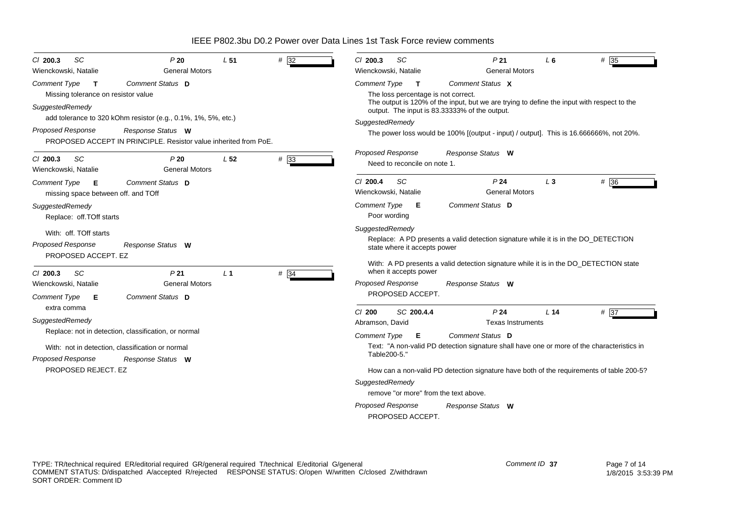| Cl 200.3 | SC | P 20 | L 51 | # 32 |
|---|---|---|---|---|

Wienckowski, Natalie — General Motors

*Comment Type* **T** *Comment Status* **D**

Missing tolerance on resistor value

*SuggestedRemedy*

add tolerance to 320 kOhm resistor (e.g., 0.1%, 1%, 5%, etc.)

*Proposed Response* *Response Status* **W**

PROPOSED ACCEPT IN PRINCIPLE. Resistor value inherited from PoE.

---

| Cl 200.3 | SC | P 20 | L 52 | # 33 |
|---|---|---|---|---|

Wienckowski, Natalie — General Motors

*Comment Type* **E** *Comment Status* **D**

missing space between off. and TOff

*SuggestedRemedy*

Replace: off.TOff starts

With: off. TOff starts

*Proposed Response* *Response Status* **W**

PROPOSED ACCEPT. EZ

---

| Cl 200.3 | SC | P 21 | L 1 | # 34 |
|---|---|---|---|---|

Wienckowski, Natalie — General Motors

*Comment Type* **E** *Comment Status* **D**

extra comma

*SuggestedRemedy*

Replace: not in detection, classification, or normal

With: not in detection, classification or normal

*Proposed Response* *Response Status* **W**

PROPOSED REJECT. EZ

---

| Cl 200.3 | SC | P 21 | L 6 | # 35 |
|---|---|---|---|---|

Wienckowski, Natalie — General Motors

*Comment Type* **T** *Comment Status* **X**

The loss percentage is not correct.
The output is 120% of the input, but we are trying to define the input with respect to the output. The input is 83.33333% of the output.

*SuggestedRemedy*

The power loss would be 100% [(output - input) / output]. This is 16.666666%, not 20%.

*Proposed Response* *Response Status* **W**

Need to reconcile on note 1.

---

| Cl 200.4 | SC | P 24 | L 3 | # 36 |
|---|---|---|---|---|

Wienckowski, Natalie — General Motors

*Comment Type* **E** *Comment Status* **D**

Poor wording

*SuggestedRemedy*

Replace: A PD presents a valid detection signature while it is in the DO_DETECTION state where it accepts power

With: A PD presents a valid detection signature while it is in the DO_DETECTION state when it accepts power

*Proposed Response* *Response Status* **W**

PROPOSED ACCEPT.

---

| Cl 200 | SC 200.4.4 | P 24 | L 14 | # 37 |
|---|---|---|---|---|

Abramson, David — Texas Instruments

*Comment Type* **E** *Comment Status* **D**

Text: "A non-valid PD detection signature shall have one or more of the characteristics in Table200-5."

How can a non-valid PD detection signature have both of the requirements of table 200-5?

*SuggestedRemedy*

remove "or more" from the text above.

*Proposed Response* *Response Status* **W**

PROPOSED ACCEPT.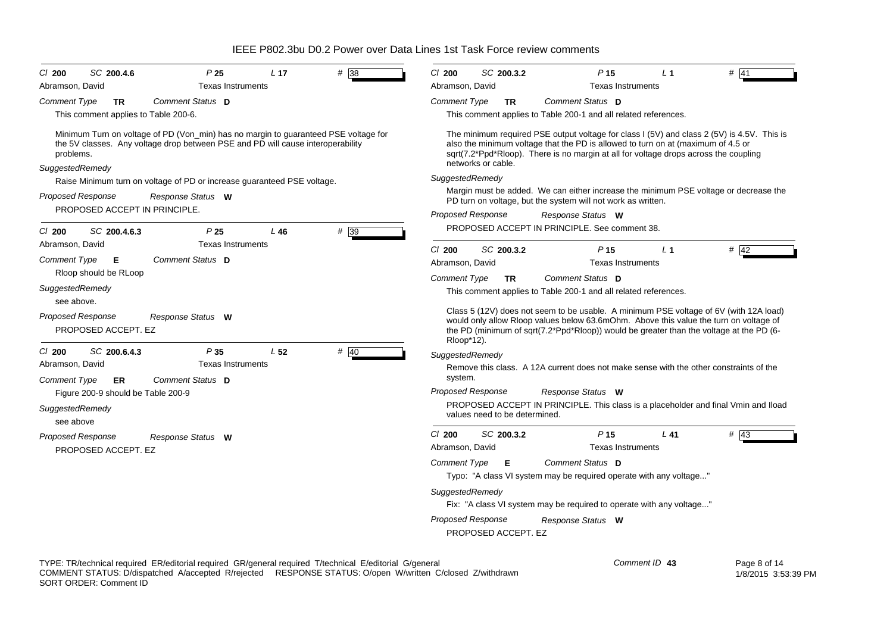**Cl** 200 **SC** 200.4.6 **P** 25 **L** 17 **#** 38

Abramson, David — Texas Instruments

*Comment Type* **TR** *Comment Status* **D**

This comment applies to Table 200-6.

Minimum Turn on voltage of PD (Von_min) has no margin to guaranteed PSE voltage for the 5V classes. Any voltage drop between PSE and PD will cause interoperability problems.

*SuggestedRemedy*

Raise Minimum turn on voltage of PD or increase guaranteed PSE voltage.

*Proposed Response* *Response Status* **W**

PROPOSED ACCEPT IN PRINCIPLE.

---

**Cl** 200 **SC** 200.4.6.3 **P** 25 **L** 46 **#** 39

Abramson, David — Texas Instruments

*Comment Type* **E** *Comment Status* **D**

Rloop should be RLoop

*SuggestedRemedy*

see above.

*Proposed Response* *Response Status* **W**

PROPOSED ACCEPT. EZ

---

**Cl** 200 **SC** 200.6.4.3 **P** 35 **L** 52 **#** 40

Abramson, David — Texas Instruments

*Comment Type* **ER** *Comment Status* **D**

Figure 200-9 should be Table 200-9

*SuggestedRemedy*

see above

*Proposed Response* *Response Status* **W**

PROPOSED ACCEPT. EZ

---

**Cl** 200 **SC** 200.3.2 **P** 15 **L** 1 **#** 41

Abramson, David — Texas Instruments

*Comment Type* **TR** *Comment Status* **D**

This comment applies to Table 200-1 and all related references.

The minimum required PSE output voltage for class I (5V) and class 2 (5V) is 4.5V. This is also the minimum voltage that the PD is allowed to turn on at (maximum of 4.5 or sqrt(7.2*Ppd*Rloop). There is no margin at all for voltage drops across the coupling networks or cable.

*SuggestedRemedy*

Margin must be added. We can either increase the minimum PSE voltage or decrease the PD turn on voltage, but the system will not work as written.

*Proposed Response* *Response Status* **W**

PROPOSED ACCEPT IN PRINCIPLE. See comment 38.

---

**Cl** 200 **SC** 200.3.2 **P** 15 **L** 1 **#** 42

Abramson, David — Texas Instruments

*Comment Type* **TR** *Comment Status* **D**

This comment applies to Table 200-1 and all related references.

Class 5 (12V) does not seem to be usable. A minimum PSE voltage of 6V (with 12A load) would only allow Rloop values below 63.6mOhm. Above this value the turn on voltage of the PD (minimum of sqrt(7.2*Ppd*Rloop)) would be greater than the voltage at the PD (6-Rloop*12).

*SuggestedRemedy*

Remove this class. A 12A current does not make sense with the other constraints of the system.

*Proposed Response* *Response Status* **W**

PROPOSED ACCEPT IN PRINCIPLE. This class is a placeholder and final Vmin and Iload values need to be determined.

---

**Cl** 200 **SC** 200.3.2 **P** 15 **L** 41 **#** 43

Abramson, David — Texas Instruments

*Comment Type* **E** *Comment Status* **D**

Typo: "A class VI system may be required operate with any voltage..."

*SuggestedRemedy*

Fix: "A class VI system may be required to operate with any voltage..."

*Proposed Response* *Response Status* **W**

PROPOSED ACCEPT. EZ

---

TYPE: TR/technical required ER/editorial required GR/general required T/technical E/editorial G/general
COMMENT STATUS: D/dispatched A/accepted R/rejected RESPONSE STATUS: O/open W/written C/closed Z/withdrawn
SORT ORDER: Comment ID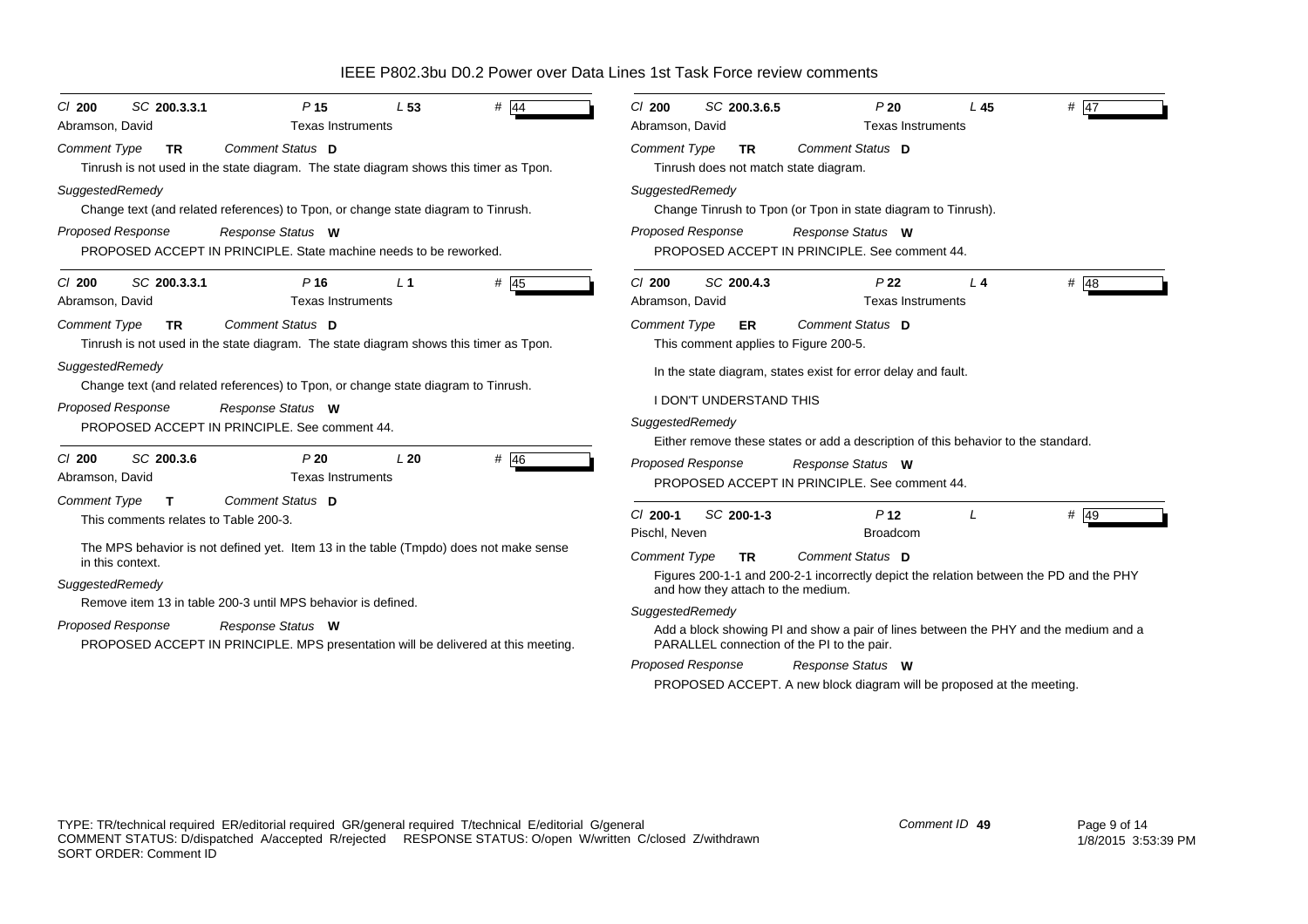# IEEE P802.3bu D0.2 Power over Data Lines 1st Task Force review comments

**Cl** 200 **SC** 200.3.3.1 **P** 15 **L** 53 **#** 44
Abramson, David — Texas Instruments

*Comment Type* **TR** *Comment Status* **D**

Tinrush is not used in the state diagram. The state diagram shows this timer as Tpon.

*SuggestedRemedy*

Change text (and related references) to Tpon, or change state diagram to Tinrush.

*Proposed Response* *Response Status* **W**

PROPOSED ACCEPT IN PRINCIPLE. State machine needs to be reworked.

---

**Cl** 200 **SC** 200.3.3.1 **P** 16 **L** 1 **#** 45
Abramson, David — Texas Instruments

*Comment Type* **TR** *Comment Status* **D**

Tinrush is not used in the state diagram. The state diagram shows this timer as Tpon.

*SuggestedRemedy*

Change text (and related references) to Tpon, or change state diagram to Tinrush.

*Proposed Response* *Response Status* **W**

PROPOSED ACCEPT IN PRINCIPLE. See comment 44.

---

**Cl** 200 **SC** 200.3.6 **P** 20 **L** 20 **#** 46
Abramson, David — Texas Instruments

*Comment Type* **T** *Comment Status* **D**

This comments relates to Table 200-3.

The MPS behavior is not defined yet. Item 13 in the table (Tmpdo) does not make sense in this context.

*SuggestedRemedy*

Remove item 13 in table 200-3 until MPS behavior is defined.

*Proposed Response* *Response Status* **W**

PROPOSED ACCEPT IN PRINCIPLE. MPS presentation will be delivered at this meeting.

---

**Cl** 200 **SC** 200.3.6.5 **P** 20 **L** 45 **#** 47
Abramson, David — Texas Instruments

*Comment Type* **TR** *Comment Status* **D**

Tinrush does not match state diagram.

*SuggestedRemedy*

Change Tinrush to Tpon (or Tpon in state diagram to Tinrush).

*Proposed Response* *Response Status* **W**

PROPOSED ACCEPT IN PRINCIPLE. See comment 44.

---

**Cl** 200 **SC** 200.4.3 **P** 22 **L** 4 **#** 48
Abramson, David — Texas Instruments

*Comment Type* **ER** *Comment Status* **D**

This comment applies to Figure 200-5.

In the state diagram, states exist for error delay and fault.

I DON'T UNDERSTAND THIS

*SuggestedRemedy*

Either remove these states or add a description of this behavior to the standard.

*Proposed Response* *Response Status* **W**

PROPOSED ACCEPT IN PRINCIPLE. See comment 44.

---

**Cl** 200-1 **SC** 200-1-3 **P** 12 **L** **#** 49
Pischl, Neven — Broadcom

*Comment Type* **TR** *Comment Status* **D**

Figures 200-1-1 and 200-2-1 incorrectly depict the relation between the PD and the PHY and how they attach to the medium.

*SuggestedRemedy*

Add a block showing PI and show a pair of lines between the PHY and the medium and a PARALLEL connection of the PI to the pair.

*Proposed Response* *Response Status* **W**

PROPOSED ACCEPT. A new block diagram will be proposed at the meeting.

---

TYPE: TR/technical required ER/editorial required GR/general required T/technical E/editorial G/general
COMMENT STATUS: D/dispatched A/accepted R/rejected RESPONSE STATUS: O/open W/written C/closed Z/withdrawn
SORT ORDER: Comment ID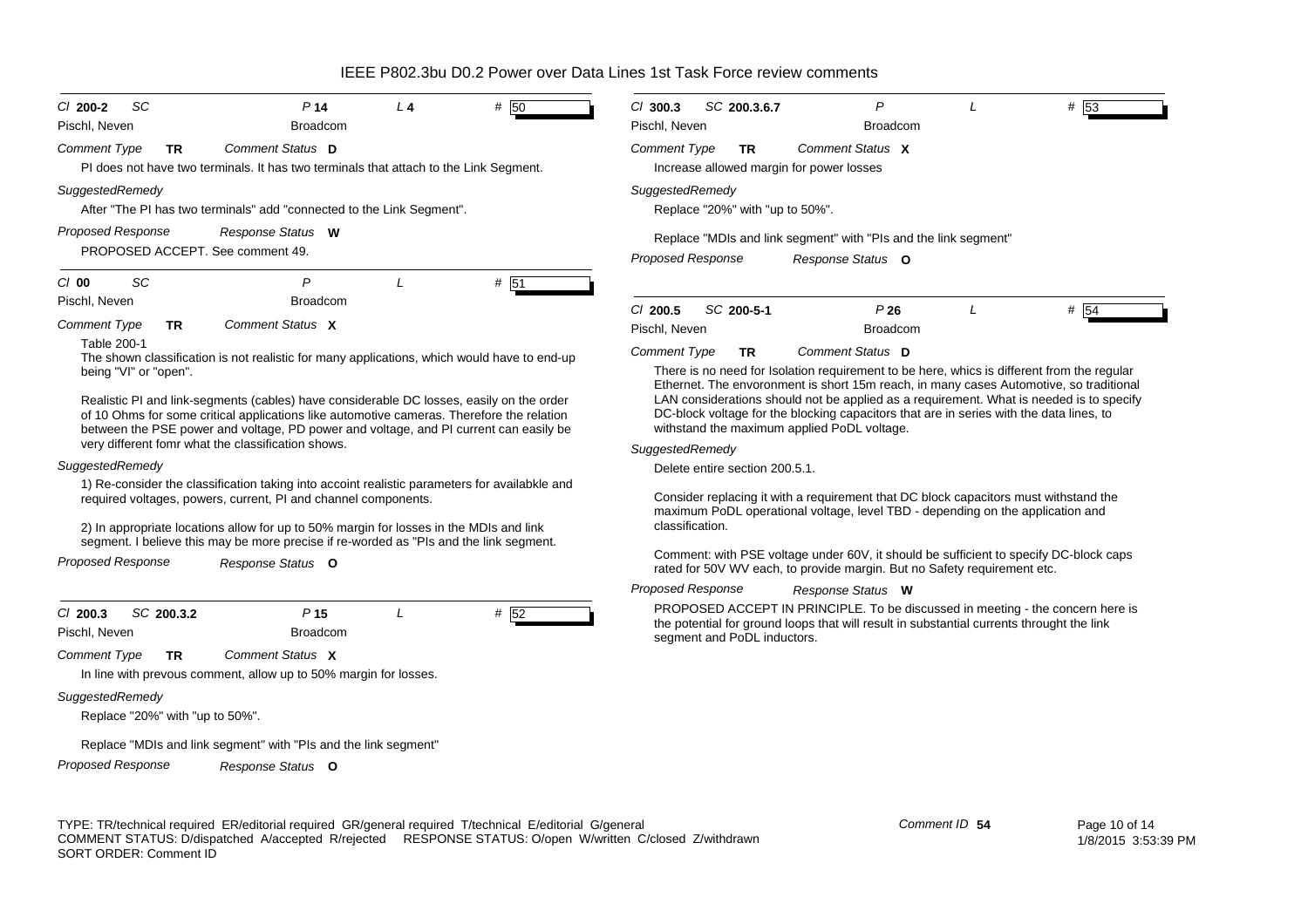Cl **200-2** SC P **14** L **4** # 50

Pischl, Neven Broadcom

*Comment Type* **TR** *Comment Status* **D**

PI does not have two terminals. It has two terminals that attach to the Link Segment.

*SuggestedRemedy*

After "The PI has two terminals" add "connected to the Link Segment".

*Proposed Response* *Response Status* **W**

PROPOSED ACCEPT. See comment 49.

---

Cl **00** SC P L # 51

Pischl, Neven Broadcom

*Comment Type* **TR** *Comment Status* **X**

Table 200-1

The shown classification is not realistic for many applications, which would have to end-up being "VI" or "open".

Realistic PI and link-segments (cables) have considerable DC losses, easily on the order of 10 Ohms for some critical applications like automotive cameras. Therefore the relation between the PSE power and voltage, PD power and voltage, and PI current can easily be very different fomr what the classification shows.

*SuggestedRemedy*

1) Re-consider the classification taking into accoint realistic parameters for availabkle and required voltages, powers, current, PI and channel components.

2) In appropriate locations allow for up to 50% margin for losses in the MDIs and link segment. I believe this may be more precise if re-worded as "PIs and the link segment.

*Proposed Response* *Response Status* **O**

---

Cl **200.3** SC **200.3.2** P **15** L # 52

Pischl, Neven Broadcom

*Comment Type* **TR** *Comment Status* **X**

In line with prevous comment, allow up to 50% margin for losses.

*SuggestedRemedy*

Replace "20%" with "up to 50%".

Replace "MDIs and link segment" with "PIs and the link segment"

*Proposed Response* *Response Status* **O**

---

Cl **300.3** SC **200.3.6.7** P L # 53

Pischl, Neven Broadcom

*Comment Type* **TR** *Comment Status* **X**

Increase allowed margin for power losses

*SuggestedRemedy*

Replace "20%" with "up to 50%".

Replace "MDIs and link segment" with "PIs and the link segment"

*Proposed Response* *Response Status* **O**

---

Cl **200.5** SC **200-5-1** P **26** L # 54

Pischl, Neven Broadcom

*Comment Type* **TR** *Comment Status* **D**

There is no need for Isolation requirement to be here, whics is different from the regular Ethernet. The envoronment is short 15m reach, in many cases Automotive, so traditional LAN considerations should not be applied as a requirement. What is needed is to specify DC-block voltage for the blocking capacitors that are in series with the data lines, to withstand the maximum applied PoDL voltage.

*SuggestedRemedy*

Delete entire section 200.5.1.

Consider replacing it with a requirement that DC block capacitors must withstand the maximum PoDL operational voltage, level TBD - depending on the application and classification.

Comment: with PSE voltage under 60V, it should be sufficient to specify DC-block caps rated for 50V WV each, to provide margin. But no Safety requirement etc.

*Proposed Response* *Response Status* **W**

PROPOSED ACCEPT IN PRINCIPLE. To be discussed in meeting - the concern here is the potential for ground loops that will result in substantial currents throught the link segment and PoDL inductors.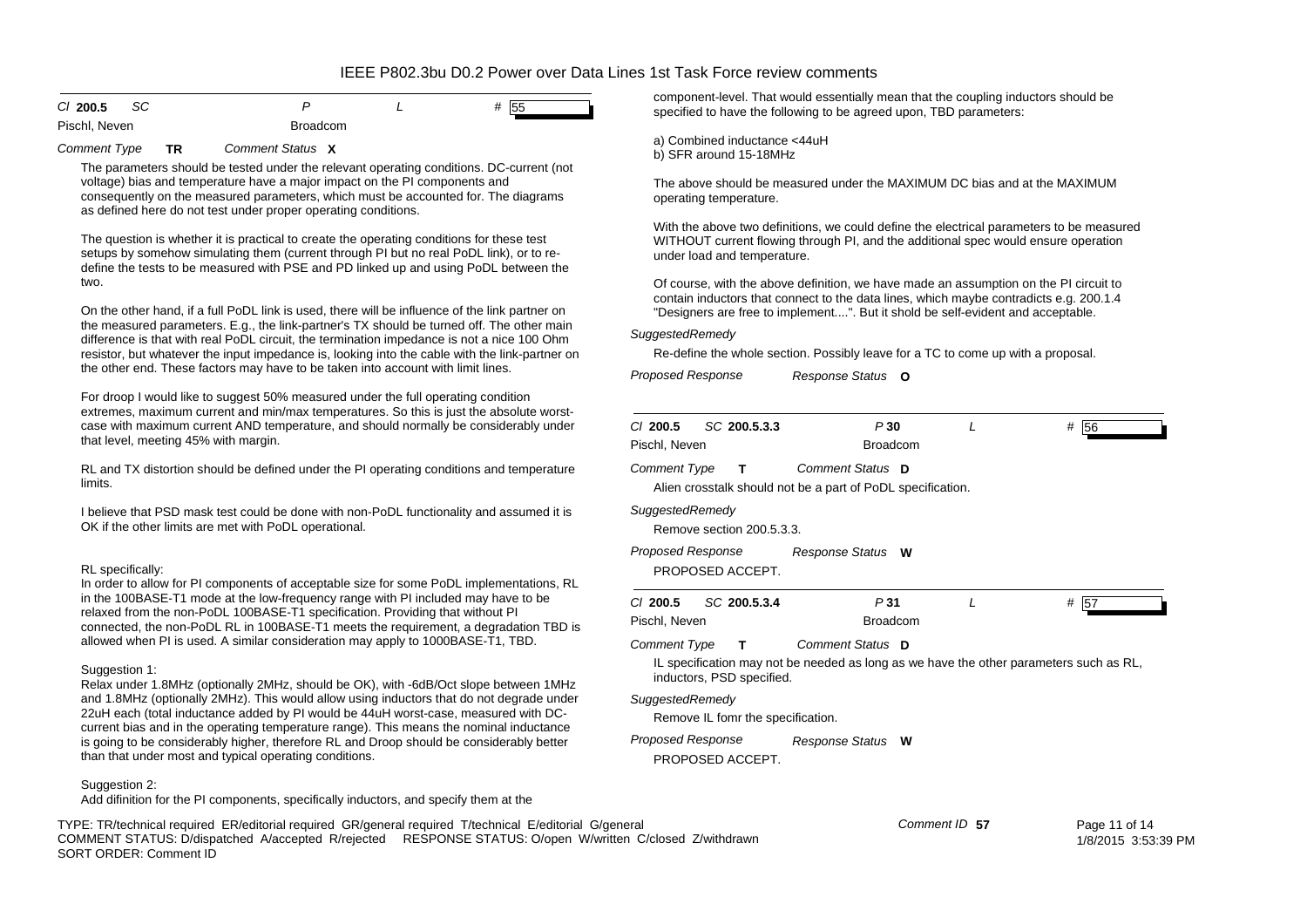*Cl* **200.5** *SC* *P* *L* # 55

Pischl, Neven Broadcom

*Comment Type* **TR** *Comment Status* **X**

The parameters should be tested under the relevant operating conditions. DC-current (not voltage) bias and temperature have a major impact on the PI components and consequently on the measured parameters, which must be accounted for. The diagrams as defined here do not test under proper operating conditions.

The question is whether it is practical to create the operating conditions for these test setups by somehow simulating them (current through PI but no real PoDL link), or to re-define the tests to be measured with PSE and PD linked up and using PoDL between the two.

On the other hand, if a full PoDL link is used, there will be influence of the link partner on the measured parameters. E.g., the link-partner's TX should be turned off. The other main difference is that with real PoDL circuit, the termination impedance is not a nice 100 Ohm resistor, but whatever the input impedance is, looking into the cable with the link-partner on the other end. These factors may have to be taken into account with limit lines.

For droop I would like to suggest 50% measured under the full operating condition extremes, maximum current and min/max temperatures. So this is just the absolute worst-case with maximum current AND temperature, and should normally be considerably under that level, meeting 45% with margin.

RL and TX distortion should be defined under the PI operating conditions and temperature limits.

I believe that PSD mask test could be done with non-PoDL functionality and assumed it is OK if the other limits are met with PoDL operational.

RL specifically:
In order to allow for PI components of acceptable size for some PoDL implementations, RL in the 100BASE-T1 mode at the low-frequency range with PI included may have to be relaxed from the non-PoDL 100BASE-T1 specification. Providing that without PI connected, the non-PoDL RL in 100BASE-T1 meets the requirement, a degradation TBD is allowed when PI is used. A similar consideration may apply to 1000BASE-T1, TBD.

Suggestion 1:
Relax under 1.8MHz (optionally 2MHz, should be OK), with -6dB/Oct slope between 1MHz and 1.8MHz (optionally 2MHz). This would allow using inductors that do not degrade under 22uH each (total inductance added by PI would be 44uH worst-case, measured with DC-current bias and in the operating temperature range). This means the nominal inductance is going to be considerably higher, therefore RL and Droop should be considerably better than that under most and typical operating conditions.

Suggestion 2:
Add difinition for the PI components, specifically inductors, and specify them at the component-level. That would essentially mean that the coupling inductors should be specified to have the following to be agreed upon, TBD parameters:

a) Combined inductance <44uH
b) SFR around 15-18MHz

The above should be measured under the MAXIMUM DC bias and at the MAXIMUM operating temperature.

With the above two definitions, we could define the electrical parameters to be measured WITHOUT current flowing through PI, and the additional spec would ensure operation under load and temperature.

Of course, with the above definition, we have made an assumption on the PI circuit to contain inductors that connect to the data lines, which maybe contradicts e.g. 200.1.4 "Designers are free to implement....". But it shold be self-evident and acceptable.

*SuggestedRemedy*

Re-define the whole section. Possibly leave for a TC to come up with a proposal.

*Proposed Response* *Response Status* **O**

---

*Cl* **200.5** *SC* **200.5.3.3** *P* **30** *L* # 56

Pischl, Neven Broadcom

*Comment Type* **T** *Comment Status* **D**

Alien crosstalk should not be a part of PoDL specification.

*SuggestedRemedy*

Remove section 200.5.3.3.

*Proposed Response* *Response Status* **W**

PROPOSED ACCEPT.

---

*Cl* **200.5** *SC* **200.5.3.4** *P* **31** *L* # 57

Pischl, Neven Broadcom

*Comment Type* **T** *Comment Status* **D**

IL specification may not be needed as long as we have the other parameters such as RL, inductors, PSD specified.

*SuggestedRemedy*

Remove IL fomr the specification.

*Proposed Response* *Response Status* **W**

PROPOSED ACCEPT.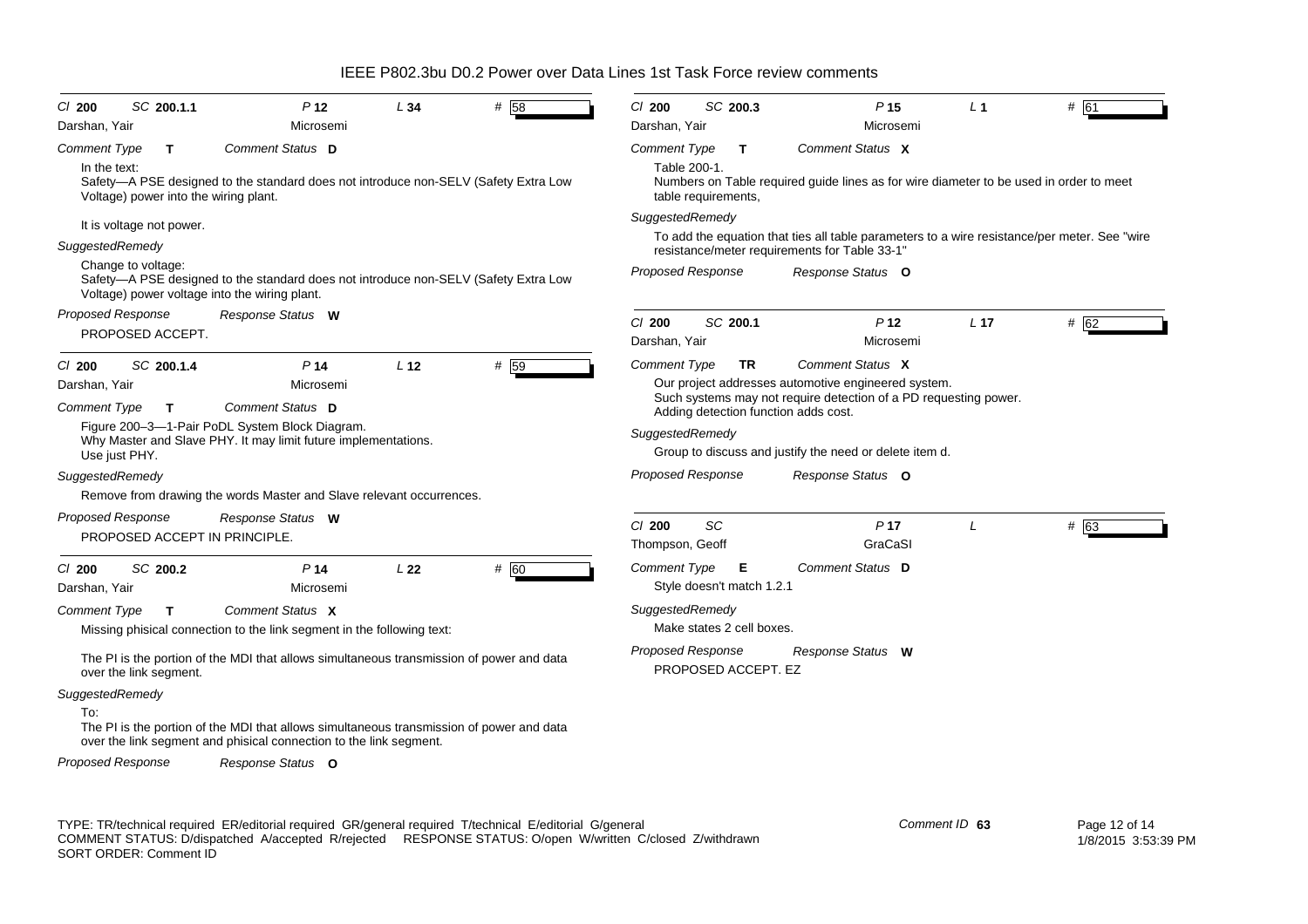| Cl 200 | SC 200.1.1 | P 12 | L 34 | # 58 |
|---|---|---|---|---|
| Darshan, Yair | | Microsemi | | |

*Comment Type* **T** *Comment Status* **D**

In the text:
Safety—A PSE designed to the standard does not introduce non-SELV (Safety Extra Low Voltage) power into the wiring plant.

It is voltage not power.

*SuggestedRemedy*

Change to voltage:
Safety—A PSE designed to the standard does not introduce non-SELV (Safety Extra Low Voltage) power voltage into the wiring plant.

*Proposed Response* *Response Status* **W**

PROPOSED ACCEPT.

---

| Cl 200 | SC 200.1.4 | P 14 | L 12 | # 59 |
|---|---|---|---|---|
| Darshan, Yair | | Microsemi | | |

*Comment Type* **T** *Comment Status* **D**

Figure 200–3—1-Pair PoDL System Block Diagram.
Why Master and Slave PHY. It may limit future implementations.
Use just PHY.

*SuggestedRemedy*

Remove from drawing the words Master and Slave relevant occurrences.

*Proposed Response* *Response Status* **W**

PROPOSED ACCEPT IN PRINCIPLE.

---

| Cl 200 | SC 200.2 | P 14 | L 22 | # 60 |
|---|---|---|---|---|
| Darshan, Yair | | Microsemi | | |

*Comment Type* **T** *Comment Status* **X**

Missing phisical connection to the link segment in the following text:

The PI is the portion of the MDI that allows simultaneous transmission of power and data over the link segment.

*SuggestedRemedy*

To:
The PI is the portion of the MDI that allows simultaneous transmission of power and data over the link segment and phisical connection to the link segment.

*Proposed Response* *Response Status* **O**

---

| Cl 200 | SC 200.3 | P 15 | L 1 | # 61 |
|---|---|---|---|---|
| Darshan, Yair | | Microsemi | | |

*Comment Type* **T** *Comment Status* **X**

Table 200-1.
Numbers on Table required guide lines as for wire diameter to be used in order to meet table requirements,

*SuggestedRemedy*

To add the equation that ties all table parameters to a wire resistance/per meter. See "wire resistance/meter requirements for Table 33-1"

*Proposed Response* *Response Status* **O**

---

| Cl 200 | SC 200.1 | P 12 | L 17 | # 62 |
|---|---|---|---|---|
| Darshan, Yair | | Microsemi | | |

*Comment Type* **TR** *Comment Status* **X**

Our project addresses automotive engineered system.
Such systems may not require detection of a PD requesting power.
Adding detection function adds cost.

*SuggestedRemedy*

Group to discuss and justify the need or delete item d.

*Proposed Response* *Response Status* **O**

---

| Cl 200 | SC | P 17 | L | # 63 |
|---|---|---|---|---|
| Thompson, Geoff | | GraCaSI | | |

*Comment Type* **E** *Comment Status* **D**

Style doesn't match 1.2.1

*SuggestedRemedy*

Make states 2 cell boxes.

*Proposed Response* *Response Status* **W**

PROPOSED ACCEPT. EZ

---

TYPE: TR/technical required ER/editorial required GR/general required T/technical E/editorial G/general
COMMENT STATUS: D/dispatched A/accepted R/rejected RESPONSE STATUS: O/open W/written C/closed Z/withdrawn
SORT ORDER: Comment ID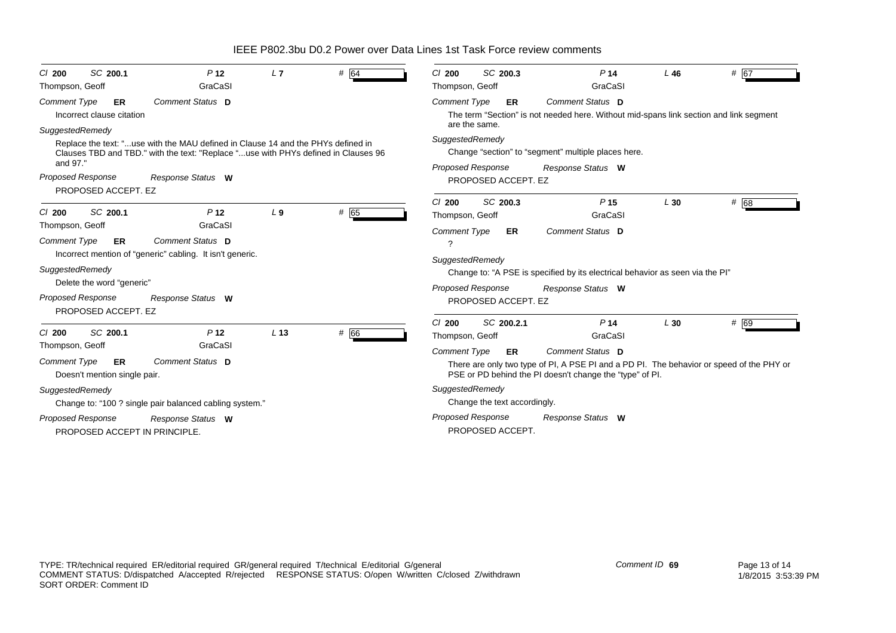IEEE P802.3bu D0.2 Power over Data Lines 1st Task Force review comments

---

Cl **200** SC **200.1** P **12** L **7** # 64

Thompson, Geoff — GraCaSI

*Comment Type* **ER** *Comment Status* **D**

Incorrect clause citation

*SuggestedRemedy*

Replace the text: "...use with the MAU defined in Clause 14 and the PHYs defined in Clauses TBD and TBD." with the text: "Replace "...use with PHYs defined in Clauses 96 and 97."

*Proposed Response* *Response Status* **W**

PROPOSED ACCEPT. EZ

---

Cl **200** SC **200.1** P **12** L **9** # 65

Thompson, Geoff — GraCaSI

*Comment Type* **ER** *Comment Status* **D**

Incorrect mention of "generic" cabling. It isn't generic.

*SuggestedRemedy*

Delete the word "generic"

*Proposed Response* *Response Status* **W**

PROPOSED ACCEPT. EZ

---

Cl **200** SC **200.1** P **12** L **13** # 66

Thompson, Geoff — GraCaSI

*Comment Type* **ER** *Comment Status* **D**

Doesn't mention single pair.

*SuggestedRemedy*

Change to: "100 ? single pair balanced cabling system."

*Proposed Response* *Response Status* **W**

PROPOSED ACCEPT IN PRINCIPLE.

---

Cl **200** SC **200.3** P **14** L **46** # 67

Thompson, Geoff — GraCaSI

*Comment Type* **ER** *Comment Status* **D**

The term "Section" is not needed here. Without mid-spans link section and link segment are the same.

*SuggestedRemedy*

Change "section" to "segment" multiple places here.

*Proposed Response* *Response Status* **W**

PROPOSED ACCEPT. EZ

---

Cl **200** SC **200.3** P **15** L **30** # 68

Thompson, Geoff — GraCaSI

*Comment Type* **ER** *Comment Status* **D**

?

*SuggestedRemedy*

Change to: "A PSE is specified by its electrical behavior as seen via the PI"

*Proposed Response* *Response Status* **W**

PROPOSED ACCEPT. EZ

---

Cl **200** SC **200.2.1** P **14** L **30** # 69

Thompson, Geoff — GraCaSI

*Comment Type* **ER** *Comment Status* **D**

There are only two type of PI, A PSE PI and a PD PI. The behavior or speed of the PHY or PSE or PD behind the PI doesn't change the "type" of PI.

*SuggestedRemedy*

Change the text accordingly.

*Proposed Response* *Response Status* **W**

PROPOSED ACCEPT.

---

TYPE: TR/technical required ER/editorial required GR/general required T/technical E/editorial G/general
COMMENT STATUS: D/dispatched A/accepted R/rejected RESPONSE STATUS: O/open W/written C/closed Z/withdrawn
SORT ORDER: Comment ID

Comment ID **69**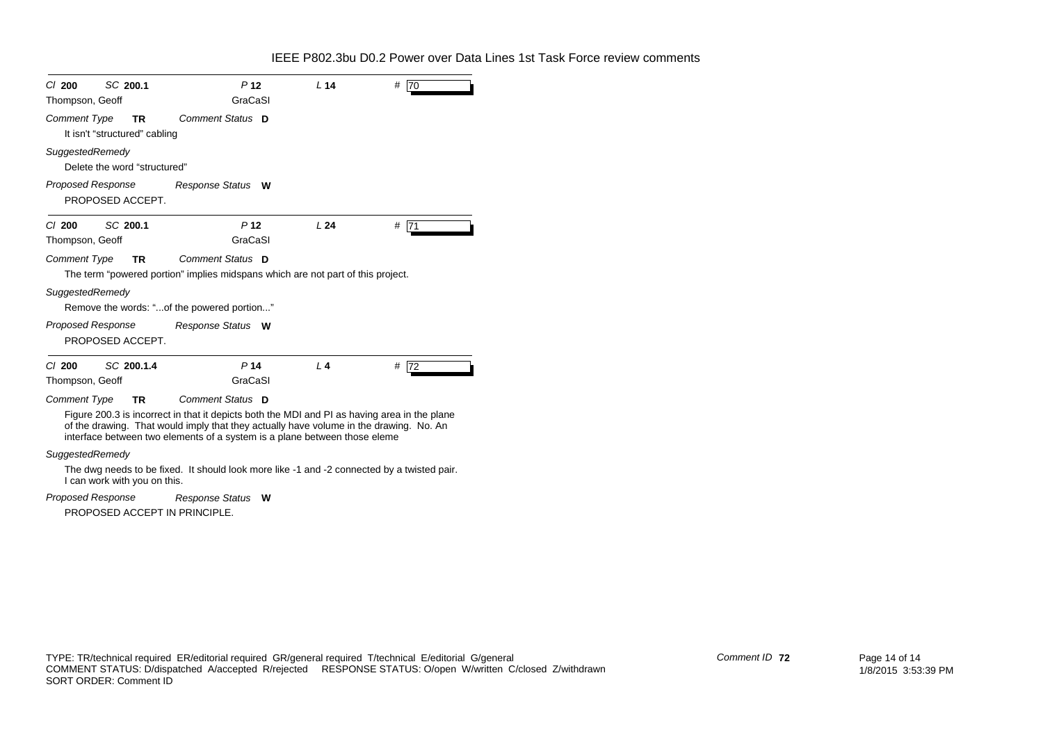| | | | | |
|---|---|---|---|---|
| *Cl* **200** | *SC* **200.1** | *P* **12** | *L* **14** | # 70 |
| Thompson, Geoff | | GraCaSI | | |

*Comment Type* **TR** *Comment Status* **D**

It isn't "structured" cabling

*SuggestedRemedy*

Delete the word "structured"

*Proposed Response* *Response Status* **W**

PROPOSED ACCEPT.

---

| | | | | |
|---|---|---|---|---|
| *Cl* **200** | *SC* **200.1** | *P* **12** | *L* **24** | # 71 |
| Thompson, Geoff | | GraCaSI | | |

*Comment Type* **TR** *Comment Status* **D**

The term "powered portion" implies midspans which are not part of this project.

*SuggestedRemedy*

Remove the words: "...of the powered portion..."

*Proposed Response* *Response Status* **W**

PROPOSED ACCEPT.

---

| | | | | |
|---|---|---|---|---|
| *Cl* **200** | *SC* **200.1.4** | *P* **14** | *L* **4** | # 72 |
| Thompson, Geoff | | GraCaSI | | |

*Comment Type* **TR** *Comment Status* **D**

Figure 200.3 is incorrect in that it depicts both the MDI and PI as having area in the plane of the drawing. That would imply that they actually have volume in the drawing. No. An interface between two elements of a system is a plane between those eleme

*SuggestedRemedy*

The dwg needs to be fixed. It should look more like -1 and -2 connected by a twisted pair. I can work with you on this.

*Proposed Response* *Response Status* **W**

PROPOSED ACCEPT IN PRINCIPLE.

---

TYPE: TR/technical required ER/editorial required GR/general required T/technical E/editorial G/general
COMMENT STATUS: D/dispatched A/accepted R/rejected RESPONSE STATUS: O/open W/written C/closed Z/withdrawn
SORT ORDER: Comment ID